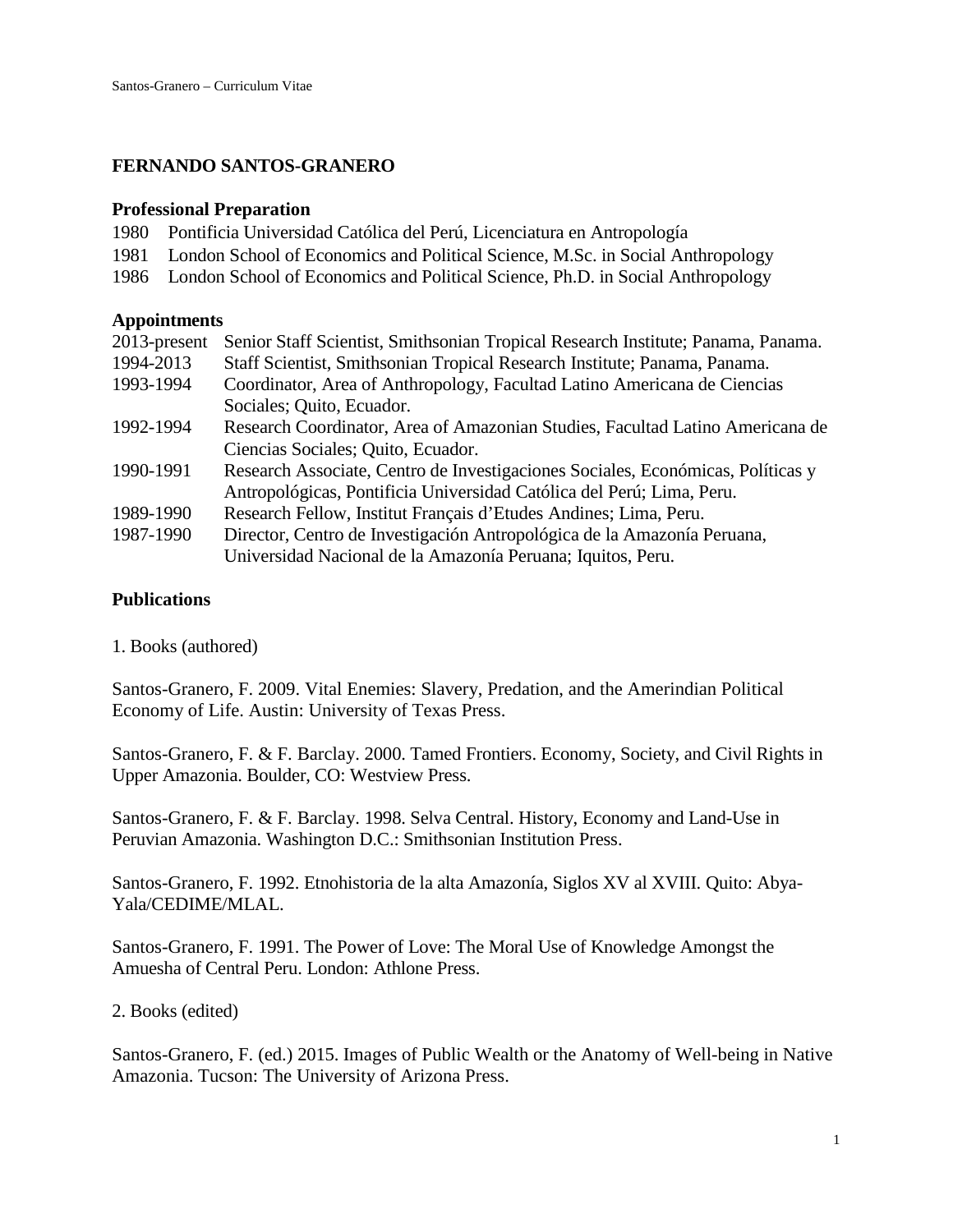# FERNANDO SANTOS-GRANERO

## Professional Preparation

1980 Pontificia Universidad Católica del Perú, Licenciatura en Antropología
1981 London School of Economics and Political Science, M.Sc. in Social Anthropology
1986 London School of Economics and Political Science, Ph.D. in Social Anthropology

## Appointments

| | |
|---|---|
| 2013-present | Senior Staff Scientist, Smithsonian Tropical Research Institute; Panama, Panama. |
| 1994-2013 | Staff Scientist, Smithsonian Tropical Research Institute; Panama, Panama. |
| 1993-1994 | Coordinator, Area of Anthropology, Facultad Latino Americana de Ciencias Sociales; Quito, Ecuador. |
| 1992-1994 | Research Coordinator, Area of Amazonian Studies, Facultad Latino Americana de Ciencias Sociales; Quito, Ecuador. |
| 1990-1991 | Research Associate, Centro de Investigaciones Sociales, Económicas, Políticas y Antropológicas, Pontificia Universidad Católica del Perú; Lima, Peru. |
| 1989-1990 | Research Fellow, Institut Français d'Etudes Andines; Lima, Peru. |
| 1987-1990 | Director, Centro de Investigación Antropológica de la Amazonía Peruana, Universidad Nacional de la Amazonía Peruana; Iquitos, Peru. |

## Publications

1. Books (authored)

Santos-Granero, F. 2009. Vital Enemies: Slavery, Predation, and the Amerindian Political Economy of Life. Austin: University of Texas Press.

Santos-Granero, F. & F. Barclay. 2000. Tamed Frontiers. Economy, Society, and Civil Rights in Upper Amazonia. Boulder, CO: Westview Press.

Santos-Granero, F. & F. Barclay. 1998. Selva Central. History, Economy and Land-Use in Peruvian Amazonia. Washington D.C.: Smithsonian Institution Press.

Santos-Granero, F. 1992. Etnohistoria de la alta Amazonía, Siglos XV al XVIII. Quito: Abya-Yala/CEDIME/MLAL.

Santos-Granero, F. 1991. The Power of Love: The Moral Use of Knowledge Amongst the Amuesha of Central Peru. London: Athlone Press.

2. Books (edited)

Santos-Granero, F. (ed.) 2015. Images of Public Wealth or the Anatomy of Well-being in Native Amazonia. Tucson: The University of Arizona Press.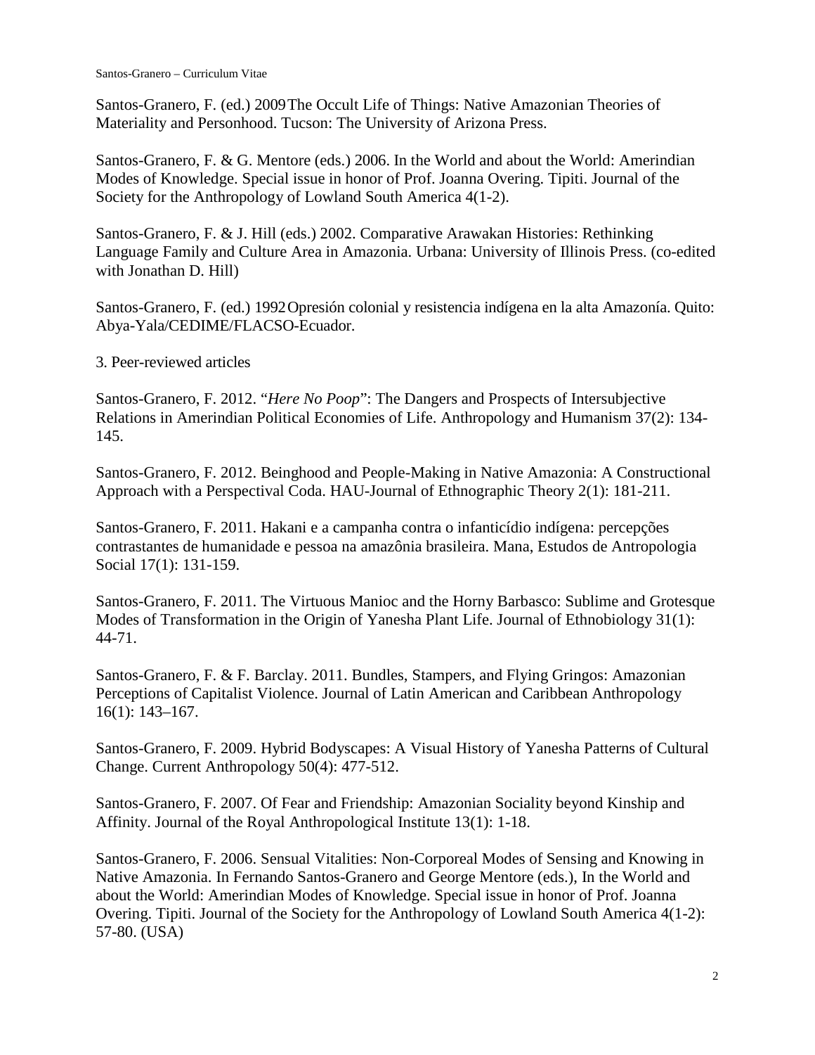Santos-Granero, F. (ed.) 2009 The Occult Life of Things: Native Amazonian Theories of Materiality and Personhood. Tucson: The University of Arizona Press.

Santos-Granero, F. & G. Mentore (eds.) 2006. In the World and about the World: Amerindian Modes of Knowledge. Special issue in honor of Prof. Joanna Overing. Tipiti. Journal of the Society for the Anthropology of Lowland South America 4(1-2).

Santos-Granero, F. & J. Hill (eds.) 2002. Comparative Arawakan Histories: Rethinking Language Family and Culture Area in Amazonia. Urbana: University of Illinois Press. (co-edited with Jonathan D. Hill)

Santos-Granero, F. (ed.) 1992 Opresión colonial y resistencia indígena en la alta Amazonía. Quito: Abya-Yala/CEDIME/FLACSO-Ecuador.

3. Peer-reviewed articles

Santos-Granero, F. 2012. "*Here No Poop*": The Dangers and Prospects of Intersubjective Relations in Amerindian Political Economies of Life. Anthropology and Humanism 37(2): 134-145.

Santos-Granero, F. 2012. Beinghood and People-Making in Native Amazonia: A Constructional Approach with a Perspectival Coda. HAU-Journal of Ethnographic Theory 2(1): 181-211.

Santos-Granero, F. 2011. Hakani e a campanha contra o infanticídio indígena: percepções contrastantes de humanidade e pessoa na amazônia brasileira. Mana, Estudos de Antropologia Social 17(1): 131-159.

Santos-Granero, F. 2011. The Virtuous Manioc and the Horny Barbasco: Sublime and Grotesque Modes of Transformation in the Origin of Yanesha Plant Life. Journal of Ethnobiology 31(1): 44-71.

Santos-Granero, F. & F. Barclay. 2011. Bundles, Stampers, and Flying Gringos: Amazonian Perceptions of Capitalist Violence. Journal of Latin American and Caribbean Anthropology 16(1): 143–167.

Santos-Granero, F. 2009. Hybrid Bodyscapes: A Visual History of Yanesha Patterns of Cultural Change. Current Anthropology 50(4): 477-512.

Santos-Granero, F. 2007. Of Fear and Friendship: Amazonian Sociality beyond Kinship and Affinity. Journal of the Royal Anthropological Institute 13(1): 1-18.

Santos-Granero, F. 2006. Sensual Vitalities: Non-Corporeal Modes of Sensing and Knowing in Native Amazonia. In Fernando Santos-Granero and George Mentore (eds.), In the World and about the World: Amerindian Modes of Knowledge. Special issue in honor of Prof. Joanna Overing. Tipiti. Journal of the Society for the Anthropology of Lowland South America 4(1-2): 57-80. (USA)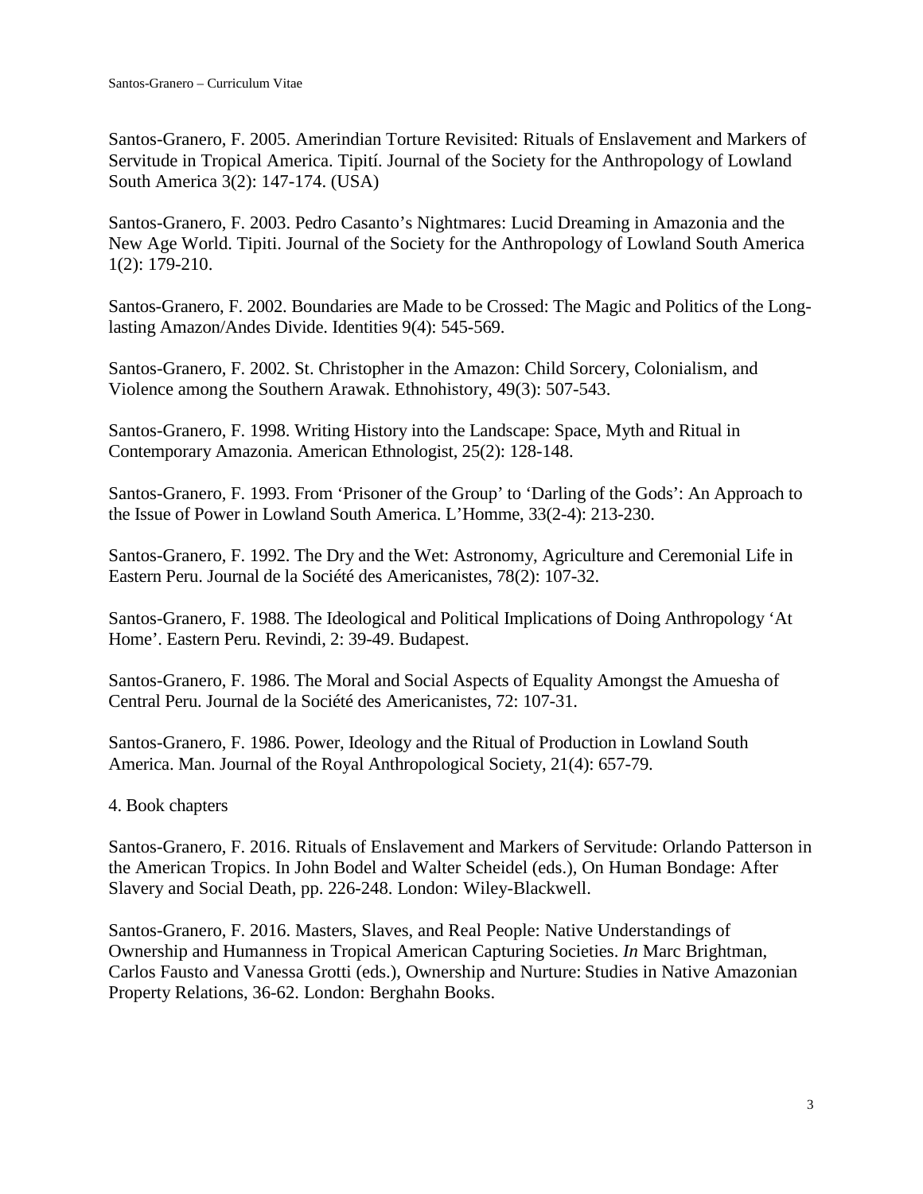Santos-Granero, F. 2005. Amerindian Torture Revisited: Rituals of Enslavement and Markers of Servitude in Tropical America. Tipití. Journal of the Society for the Anthropology of Lowland South America 3(2): 147-174. (USA)

Santos-Granero, F. 2003. Pedro Casanto's Nightmares: Lucid Dreaming in Amazonia and the New Age World. Tipiti. Journal of the Society for the Anthropology of Lowland South America 1(2): 179-210.

Santos-Granero, F. 2002. Boundaries are Made to be Crossed: The Magic and Politics of the Long-lasting Amazon/Andes Divide. Identities 9(4): 545-569.

Santos-Granero, F. 2002. St. Christopher in the Amazon: Child Sorcery, Colonialism, and Violence among the Southern Arawak. Ethnohistory, 49(3): 507-543.

Santos-Granero, F. 1998. Writing History into the Landscape: Space, Myth and Ritual in Contemporary Amazonia. American Ethnologist, 25(2): 128-148.

Santos-Granero, F. 1993. From 'Prisoner of the Group' to 'Darling of the Gods': An Approach to the Issue of Power in Lowland South America. L'Homme, 33(2-4): 213-230.

Santos-Granero, F. 1992. The Dry and the Wet: Astronomy, Agriculture and Ceremonial Life in Eastern Peru. Journal de la Société des Americanistes, 78(2): 107-32.

Santos-Granero, F. 1988. The Ideological and Political Implications of Doing Anthropology 'At Home'. Eastern Peru. Revindi, 2: 39-49. Budapest.

Santos-Granero, F. 1986. The Moral and Social Aspects of Equality Amongst the Amuesha of Central Peru. Journal de la Société des Americanistes, 72: 107-31.

Santos-Granero, F. 1986. Power, Ideology and the Ritual of Production in Lowland South America. Man. Journal of the Royal Anthropological Society, 21(4): 657-79.

4. Book chapters

Santos-Granero, F. 2016. Rituals of Enslavement and Markers of Servitude: Orlando Patterson in the American Tropics. In John Bodel and Walter Scheidel (eds.), On Human Bondage: After Slavery and Social Death, pp. 226-248. London: Wiley-Blackwell.

Santos-Granero, F. 2016. Masters, Slaves, and Real People: Native Understandings of Ownership and Humanness in Tropical American Capturing Societies. *In* Marc Brightman, Carlos Fausto and Vanessa Grotti (eds.), Ownership and Nurture: Studies in Native Amazonian Property Relations, 36-62. London: Berghahn Books.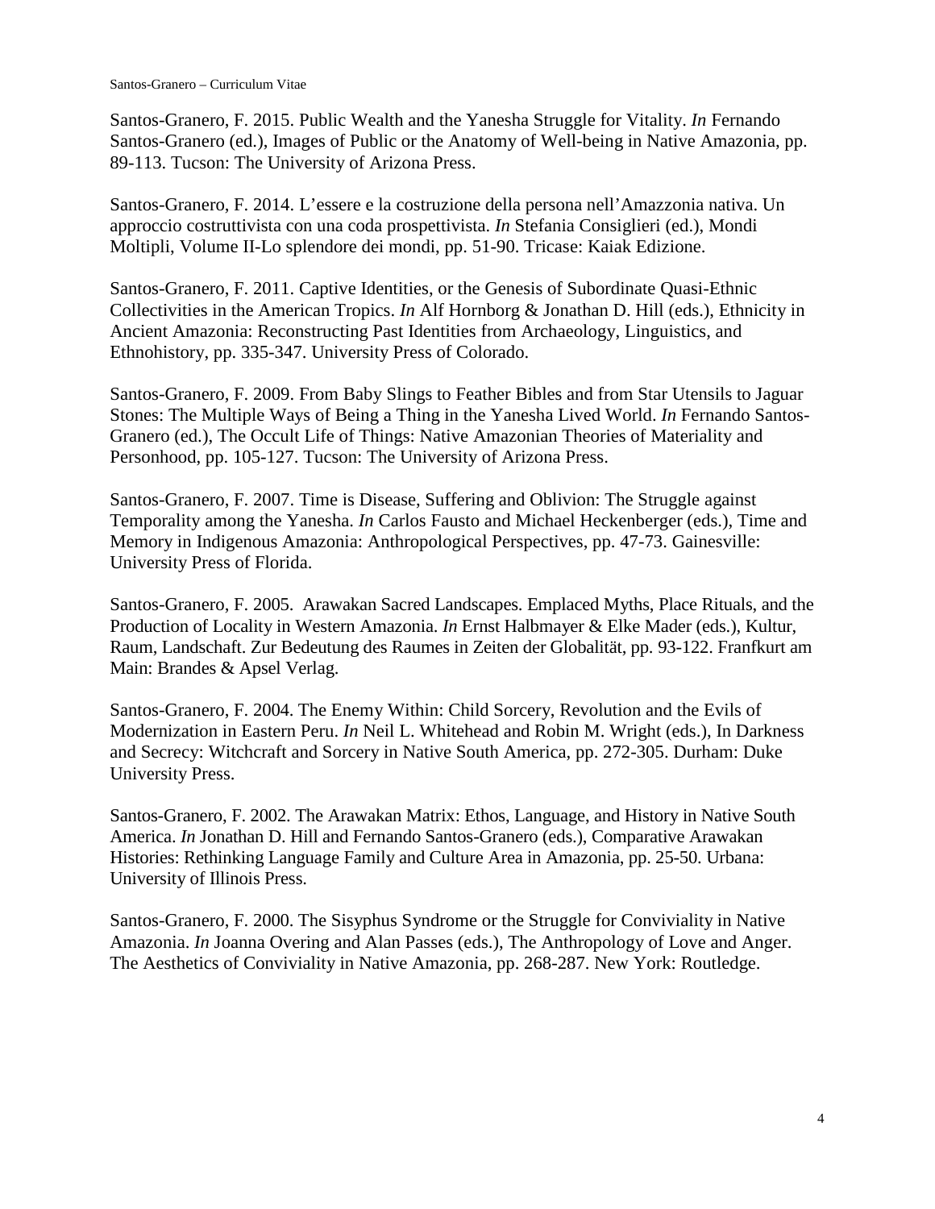Santos-Granero, F. 2015. Public Wealth and the Yanesha Struggle for Vitality. *In* Fernando Santos-Granero (ed.), Images of Public or the Anatomy of Well-being in Native Amazonia, pp. 89-113. Tucson: The University of Arizona Press.

Santos-Granero, F. 2014. L'essere e la costruzione della persona nell'Amazzonia nativa. Un approccio costruttivista con una coda prospettivista. *In* Stefania Consiglieri (ed.), Mondi Moltipli, Volume II-Lo splendore dei mondi, pp. 51-90. Tricase: Kaiak Edizione.

Santos-Granero, F. 2011. Captive Identities, or the Genesis of Subordinate Quasi-Ethnic Collectivities in the American Tropics. *In* Alf Hornborg & Jonathan D. Hill (eds.), Ethnicity in Ancient Amazonia: Reconstructing Past Identities from Archaeology, Linguistics, and Ethnohistory, pp. 335-347. University Press of Colorado.

Santos-Granero, F. 2009. From Baby Slings to Feather Bibles and from Star Utensils to Jaguar Stones: The Multiple Ways of Being a Thing in the Yanesha Lived World. *In* Fernando Santos-Granero (ed.), The Occult Life of Things: Native Amazonian Theories of Materiality and Personhood, pp. 105-127. Tucson: The University of Arizona Press.

Santos-Granero, F. 2007. Time is Disease, Suffering and Oblivion: The Struggle against Temporality among the Yanesha. *In* Carlos Fausto and Michael Heckenberger (eds.), Time and Memory in Indigenous Amazonia: Anthropological Perspectives, pp. 47-73. Gainesville: University Press of Florida.

Santos-Granero, F. 2005. Arawakan Sacred Landscapes. Emplaced Myths, Place Rituals, and the Production of Locality in Western Amazonia. *In* Ernst Halbmayer & Elke Mader (eds.), Kultur, Raum, Landschaft. Zur Bedeutung des Raumes in Zeiten der Globalität, pp. 93-122. Franfkurt am Main: Brandes & Apsel Verlag.

Santos-Granero, F. 2004. The Enemy Within: Child Sorcery, Revolution and the Evils of Modernization in Eastern Peru. *In* Neil L. Whitehead and Robin M. Wright (eds.), In Darkness and Secrecy: Witchcraft and Sorcery in Native South America, pp. 272-305. Durham: Duke University Press.

Santos-Granero, F. 2002. The Arawakan Matrix: Ethos, Language, and History in Native South America. *In* Jonathan D. Hill and Fernando Santos-Granero (eds.), Comparative Arawakan Histories: Rethinking Language Family and Culture Area in Amazonia, pp. 25-50. Urbana: University of Illinois Press.

Santos-Granero, F. 2000. The Sisyphus Syndrome or the Struggle for Conviviality in Native Amazonia. *In* Joanna Overing and Alan Passes (eds.), The Anthropology of Love and Anger. The Aesthetics of Conviviality in Native Amazonia, pp. 268-287. New York: Routledge.